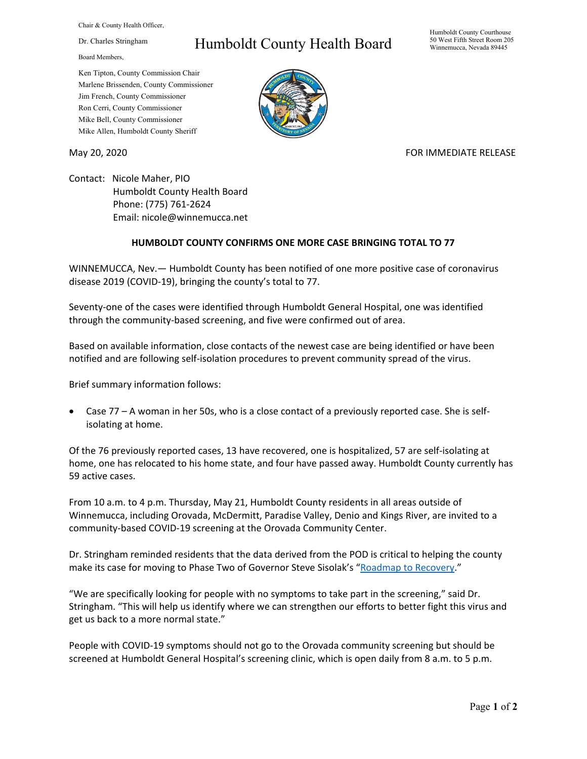Chair & County Health Officer,

Dr. Charles Stringham

Board Members,

Ken Tipton, County Commission Chair
Marlene Brissenden, County Commissioner
Jim French, County Commissioner
Ron Cerri, County Commissioner
Mike Bell, County Commissioner
Mike Allen, Humboldt County Sheriff

# Humboldt County Health Board

Humboldt County Courthouse
50 West Fifth Street Room 205
Winnemucca, Nevada 89445

May 20, 2020

FOR IMMEDIATE RELEASE

Contact: Nicole Maher, PIO
Humboldt County Health Board
Phone: (775) 761-2624
Email: nicole@winnemucca.net

## HUMBOLDT COUNTY CONFIRMS ONE MORE CASE BRINGING TOTAL TO 77

WINNEMUCCA, Nev.— Humboldt County has been notified of one more positive case of coronavirus disease 2019 (COVID-19), bringing the county's total to 77.

Seventy-one of the cases were identified through Humboldt General Hospital, one was identified through the community-based screening, and five were confirmed out of area.

Based on available information, close contacts of the newest case are being identified or have been notified and are following self-isolation procedures to prevent community spread of the virus.

Brief summary information follows:

- Case 77 – A woman in her 50s, who is a close contact of a previously reported case. She is self-isolating at home.

Of the 76 previously reported cases, 13 have recovered, one is hospitalized, 57 are self-isolating at home, one has relocated to his home state, and four have passed away. Humboldt County currently has 59 active cases.

From 10 a.m. to 4 p.m. Thursday, May 21, Humboldt County residents in all areas outside of Winnemucca, including Orovada, McDermitt, Paradise Valley, Denio and Kings River, are invited to a community-based COVID-19 screening at the Orovada Community Center.

Dr. Stringham reminded residents that the data derived from the POD is critical to helping the county make its case for moving to Phase Two of Governor Steve Sisolak's "Roadmap to Recovery."

"We are specifically looking for people with no symptoms to take part in the screening," said Dr. Stringham. "This will help us identify where we can strengthen our efforts to better fight this virus and get us back to a more normal state."

People with COVID-19 symptoms should not go to the Orovada community screening but should be screened at Humboldt General Hospital's screening clinic, which is open daily from 8 a.m. to 5 p.m.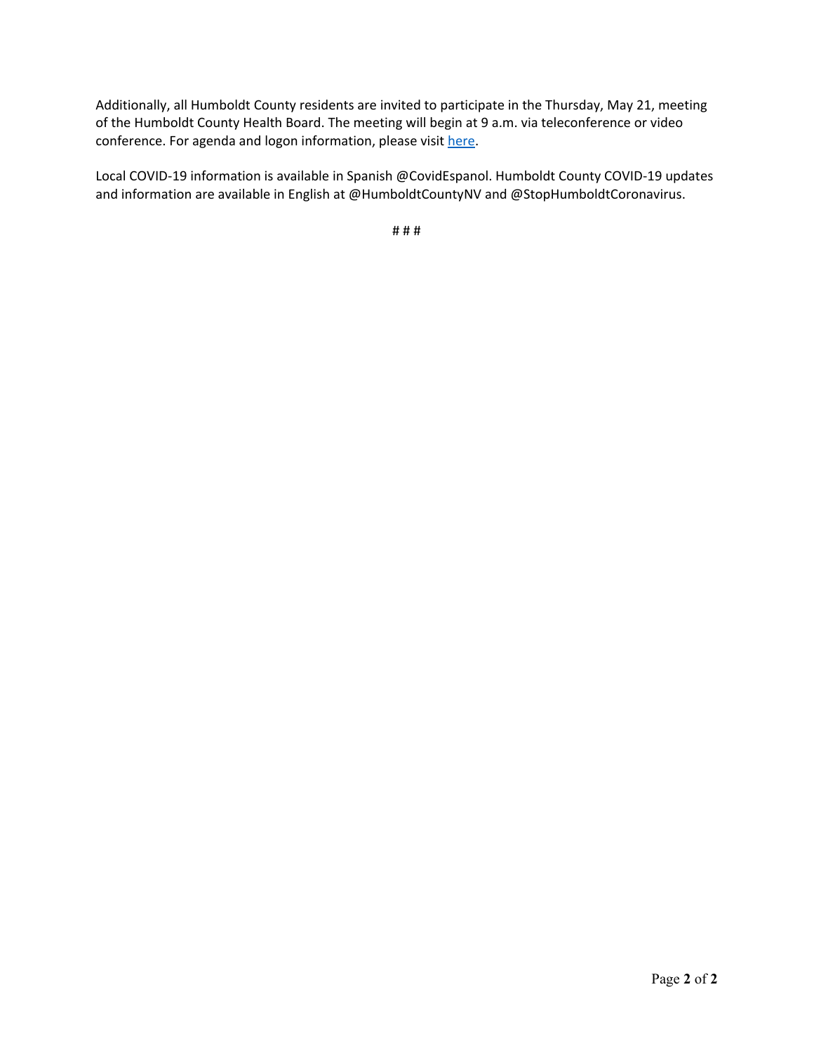Additionally, all Humboldt County residents are invited to participate in the Thursday, May 21, meeting of the Humboldt County Health Board. The meeting will begin at 9 a.m. via teleconference or video conference. For agenda and logon information, please visit here.

Local COVID-19 information is available in Spanish @CovidEspanol. Humboldt County COVID-19 updates and information are available in English at @HumboldtCountyNV and @StopHumboldtCoronavirus.

# # #